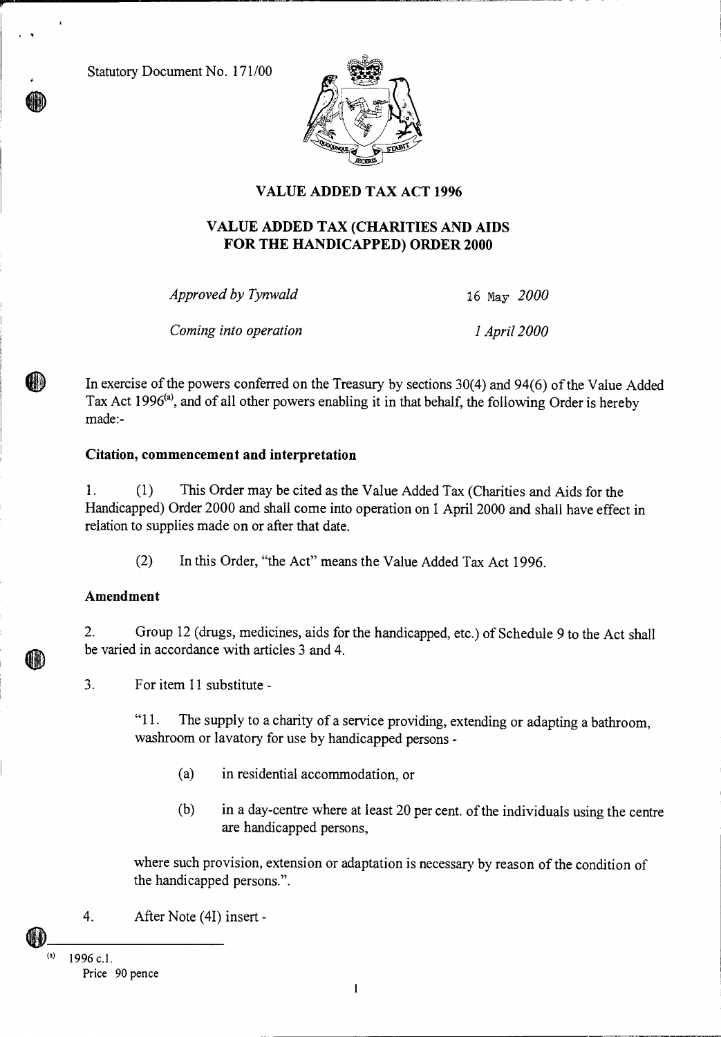Statutory Document No. 171/00

# VALUE ADDED TAX ACT 1996

# VALUE ADDED TAX (CHARITIES AND AIDS FOR THE HANDICAPPED) ORDER 2000

*Approved by Tynwald* 16 May *2000*

*Coming into operation* *1 April 2000*

In exercise of the powers conferred on the Treasury by sections 30(4) and 94(6) of the Value Added Tax Act 1996[(a)], and of all other powers enabling it in that behalf, the following Order is hereby made:-

**Citation, commencement and interpretation**

1. (1) This Order may be cited as the Value Added Tax (Charities and Aids for the Handicapped) Order 2000 and shall come into operation on 1 April 2000 and shall have effect in relation to supplies made on or after that date.

(2) In this Order, "the Act" means the Value Added Tax Act 1996.

**Amendment**

2. Group 12 (drugs, medicines, aids for the handicapped, etc.) of Schedule 9 to the Act shall be varied in accordance with articles 3 and 4.

3. For item 11 substitute -

"11. The supply to a charity of a service providing, extending or adapting a bathroom, washroom or lavatory for use by handicapped persons -

(a) in residential accommodation, or

(b) in a day-centre where at least 20 per cent. of the individuals using the centre are handicapped persons,

where such provision, extension or adaptation is necessary by reason of the condition of the handicapped persons.".

4. After Note (4I) insert -

---

(a) 1996 c.1.

Price 90 pence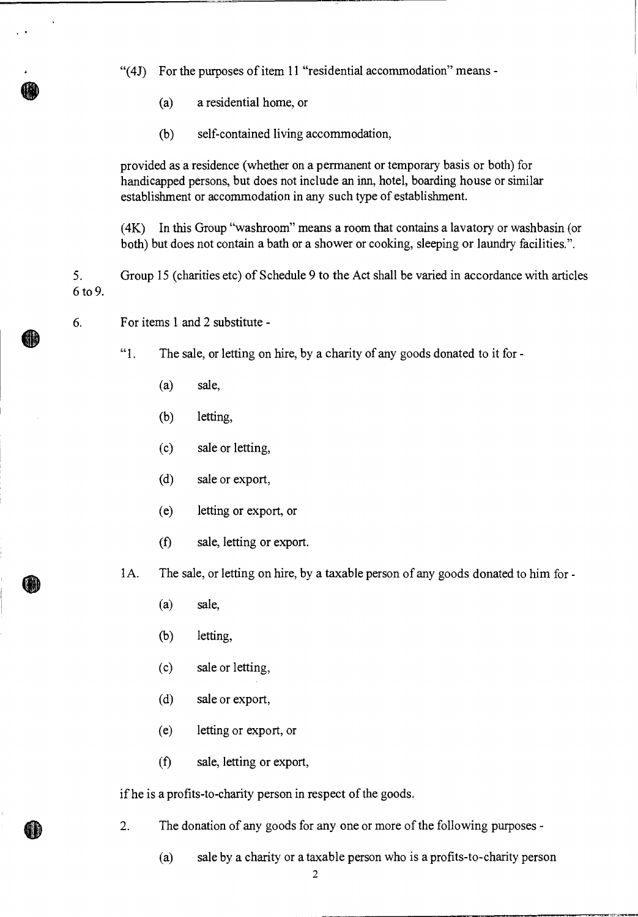"(4J) For the purposes of item 11 "residential accommodation" means -

(a) a residential home, or

(b) self-contained living accommodation,

provided as a residence (whether on a permanent or temporary basis or both) for handicapped persons, but does not include an inn, hotel, boarding house or similar establishment or accommodation in any such type of establishment.

(4K) In this Group "washroom" means a room that contains a lavatory or washbasin (or both) but does not contain a bath or a shower or cooking, sleeping or laundry facilities.".

5. Group 15 (charities etc) of Schedule 9 to the Act shall be varied in accordance with articles 6 to 9.

6. For items 1 and 2 substitute -

"1. The sale, or letting on hire, by a charity of any goods donated to it for -

(a) sale,

(b) letting,

(c) sale or letting,

(d) sale or export,

(e) letting or export, or

(f) sale, letting or export.

1A. The sale, or letting on hire, by a taxable person of any goods donated to him for -

(a) sale,

(b) letting,

(c) sale or letting,

(d) sale or export,

(e) letting or export, or

(f) sale, letting or export,

if he is a profits-to-charity person in respect of the goods.

2. The donation of any goods for any one or more of the following purposes -

(a) sale by a charity or a taxable person who is a profits-to-charity person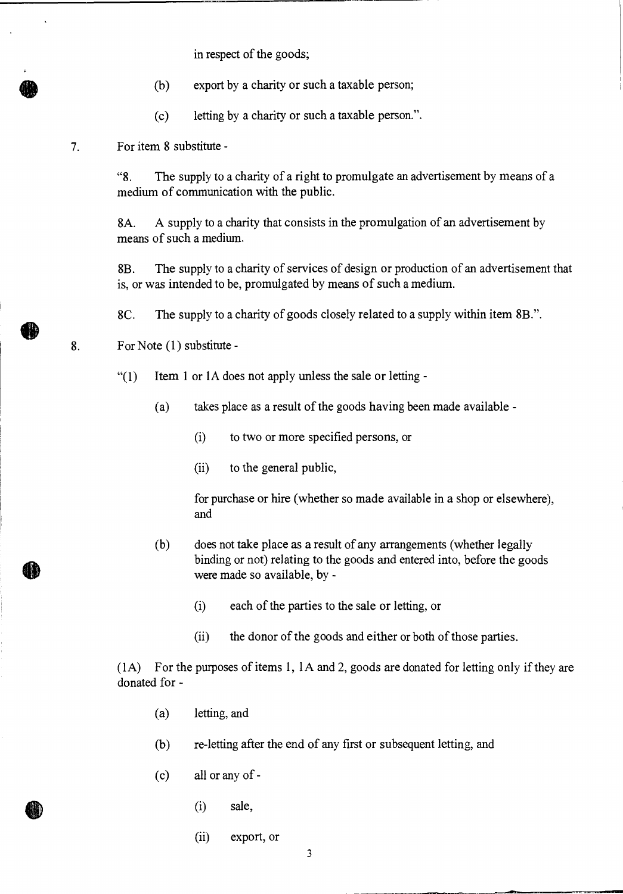in respect of the goods;

(b) export by a charity or such a taxable person;

(c) letting by a charity or such a taxable person.".

7. For item 8 substitute -

"8. The supply to a charity of a right to promulgate an advertisement by means of a medium of communication with the public.

8A. A supply to a charity that consists in the promulgation of an advertisement by means of such a medium.

8B. The supply to a charity of services of design or production of an advertisement that is, or was intended to be, promulgated by means of such a medium.

8C. The supply to a charity of goods closely related to a supply within item 8B.".

8. For Note (1) substitute -

"(1) Item 1 or 1A does not apply unless the sale or letting -

(a) takes place as a result of the goods having been made available -

(i) to two or more specified persons, or

(ii) to the general public,

for purchase or hire (whether so made available in a shop or elsewhere), and

(b) does not take place as a result of any arrangements (whether legally binding or not) relating to the goods and entered into, before the goods were made so available, by -

(i) each of the parties to the sale or letting, or

(ii) the donor of the goods and either or both of those parties.

(1A) For the purposes of items 1, 1A and 2, goods are donated for letting only if they are donated for -

(a) letting, and

(b) re-letting after the end of any first or subsequent letting, and

(c) all or any of -

(i) sale,

(ii) export, or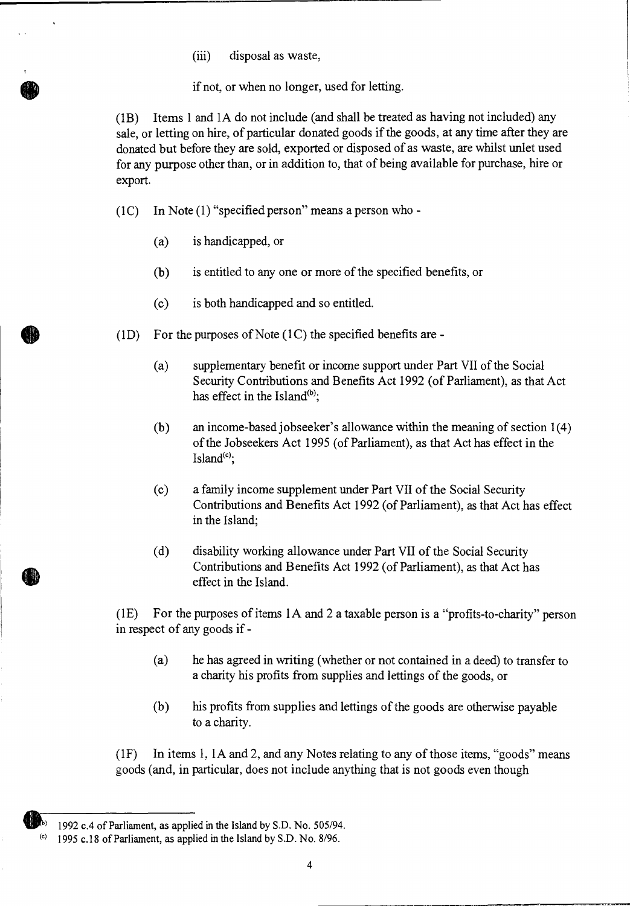(iii) disposal as waste,

if not, or when no longer, used for letting.

(1B) Items 1 and 1A do not include (and shall be treated as having not included) any sale, or letting on hire, of particular donated goods if the goods, at any time after they are donated but before they are sold, exported or disposed of as waste, are whilst unlet used for any purpose other than, or in addition to, that of being available for purchase, hire or export.

(1C) In Note (1) "specified person" means a person who -

(a) is handicapped, or

(b) is entitled to any one or more of the specified benefits, or

(c) is both handicapped and so entitled.

(1D) For the purposes of Note (1C) the specified benefits are -

(a) supplementary benefit or income support under Part VII of the Social Security Contributions and Benefits Act 1992 (of Parliament), as that Act has effect in the Island[(b)];

(b) an income-based jobseeker's allowance within the meaning of section 1(4) of the Jobseekers Act 1995 (of Parliament), as that Act has effect in the Island[(c)];

(c) a family income supplement under Part VII of the Social Security Contributions and Benefits Act 1992 (of Parliament), as that Act has effect in the Island;

(d) disability working allowance under Part VII of the Social Security Contributions and Benefits Act 1992 (of Parliament), as that Act has effect in the Island.

(1E) For the purposes of items 1A and 2 a taxable person is a "profits-to-charity" person in respect of any goods if -

(a) he has agreed in writing (whether or not contained in a deed) to transfer to a charity his profits from supplies and lettings of the goods, or

(b) his profits from supplies and lettings of the goods are otherwise payable to a charity.

(1F) In items 1, 1A and 2, and any Notes relating to any of those items, "goods" means goods (and, in particular, does not include anything that is not goods even though

---

(b) 1992 c.4 of Parliament, as applied in the Island by S.D. No. 505/94.

(c) 1995 c.18 of Parliament, as applied in the Island by S.D. No. 8/96.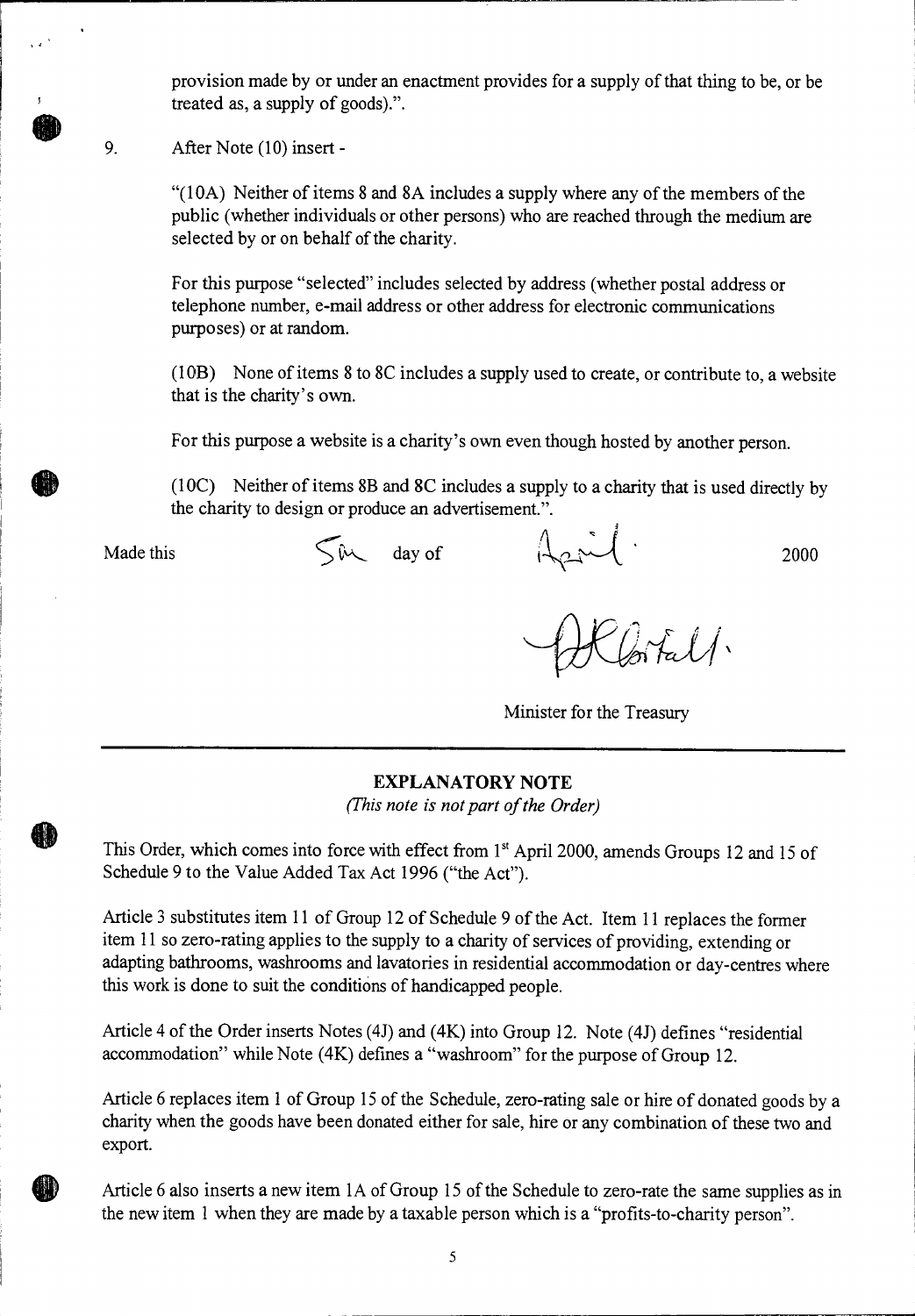provision made by or under an enactment provides for a supply of that thing to be, or be treated as, a supply of goods).".

9. After Note (10) insert -

"(10A) Neither of items 8 and 8A includes a supply where any of the members of the public (whether individuals or other persons) who are reached through the medium are selected by or on behalf of the charity.

For this purpose "selected" includes selected by address (whether postal address or telephone number, e-mail address or other address for electronic communications purposes) or at random.

(10B) None of items 8 to 8C includes a supply used to create, or contribute to, a website that is the charity's own.

For this purpose a website is a charity's own even though hosted by another person.

(10C) Neither of items 8B and 8C includes a supply to a charity that is used directly by the charity to design or produce an advertisement.".

Made this 5th day of April 2000

JKCortall.

Minister for the Treasury

---

## EXPLANATORY NOTE

*(This note is not part of the Order)*

This Order, which comes into force with effect from 1st April 2000, amends Groups 12 and 15 of Schedule 9 to the Value Added Tax Act 1996 ("the Act").

Article 3 substitutes item 11 of Group 12 of Schedule 9 of the Act. Item 11 replaces the former item 11 so zero-rating applies to the supply to a charity of services of providing, extending or adapting bathrooms, washrooms and lavatories in residential accommodation or day-centres where this work is done to suit the conditions of handicapped people.

Article 4 of the Order inserts Notes (4J) and (4K) into Group 12. Note (4J) defines "residential accommodation" while Note (4K) defines a "washroom" for the purpose of Group 12.

Article 6 replaces item 1 of Group 15 of the Schedule, zero-rating sale or hire of donated goods by a charity when the goods have been donated either for sale, hire or any combination of these two and export.

Article 6 also inserts a new item 1A of Group 15 of the Schedule to zero-rate the same supplies as in the new item 1 when they are made by a taxable person which is a "profits-to-charity person".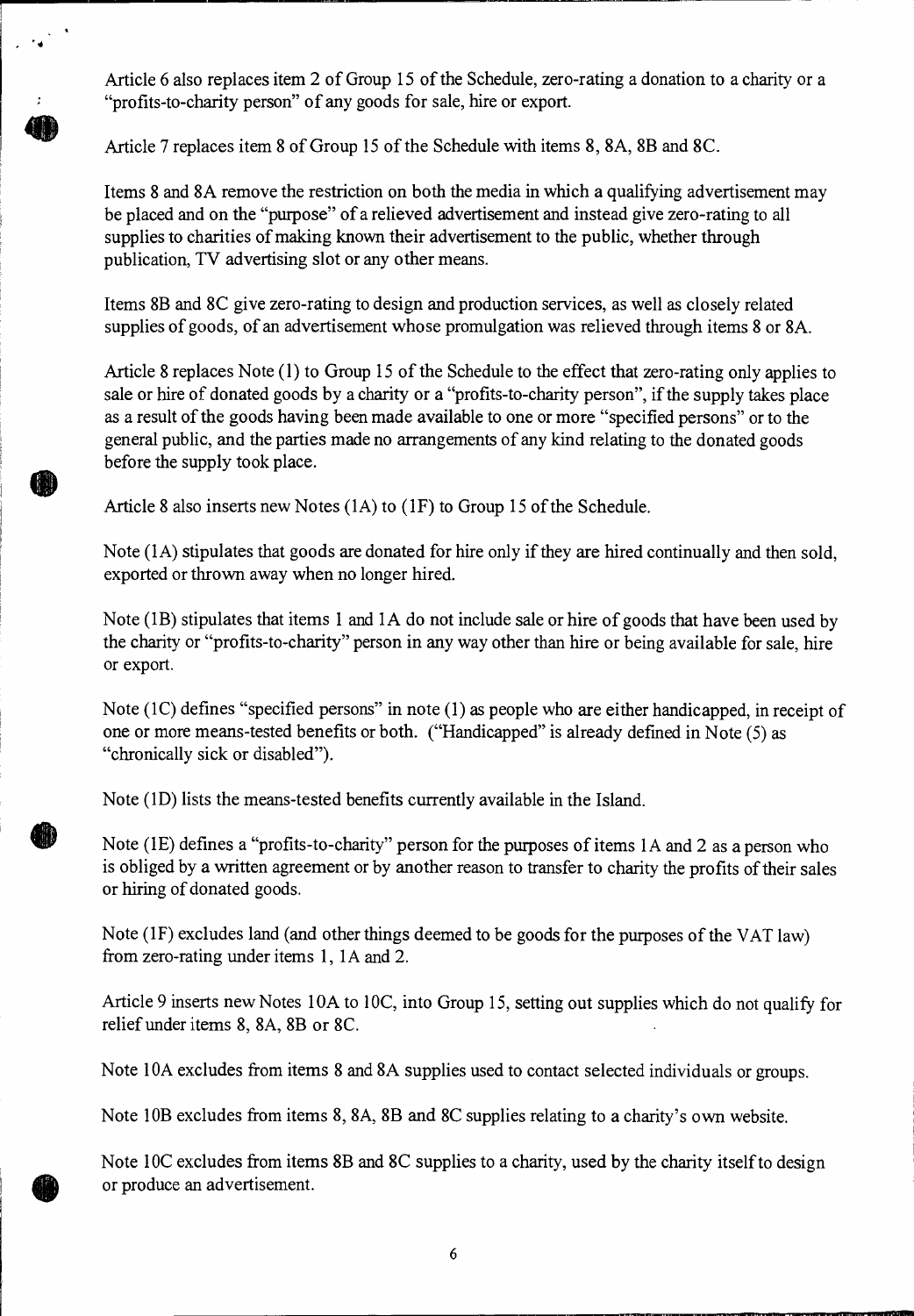Article 6 also replaces item 2 of Group 15 of the Schedule, zero-rating a donation to a charity or a "profits-to-charity person" of any goods for sale, hire or export.

Article 7 replaces item 8 of Group 15 of the Schedule with items 8, 8A, 8B and 8C.

Items 8 and 8A remove the restriction on both the media in which a qualifying advertisement may be placed and on the "purpose" of a relieved advertisement and instead give zero-rating to all supplies to charities of making known their advertisement to the public, whether through publication, TV advertising slot or any other means.

Items 8B and 8C give zero-rating to design and production services, as well as closely related supplies of goods, of an advertisement whose promulgation was relieved through items 8 or 8A.

Article 8 replaces Note (1) to Group 15 of the Schedule to the effect that zero-rating only applies to sale or hire of donated goods by a charity or a "profits-to-charity person", if the supply takes place as a result of the goods having been made available to one or more "specified persons" or to the general public, and the parties made no arrangements of any kind relating to the donated goods before the supply took place.

Article 8 also inserts new Notes (1A) to (1F) to Group 15 of the Schedule.

Note (1A) stipulates that goods are donated for hire only if they are hired continually and then sold, exported or thrown away when no longer hired.

Note (1B) stipulates that items 1 and 1A do not include sale or hire of goods that have been used by the charity or "profits-to-charity" person in any way other than hire or being available for sale, hire or export.

Note (1C) defines "specified persons" in note (1) as people who are either handicapped, in receipt of one or more means-tested benefits or both. ("Handicapped" is already defined in Note (5) as "chronically sick or disabled").

Note (1D) lists the means-tested benefits currently available in the Island.

Note (1E) defines a "profits-to-charity" person for the purposes of items 1A and 2 as a person who is obliged by a written agreement or by another reason to transfer to charity the profits of their sales or hiring of donated goods.

Note (1F) excludes land (and other things deemed to be goods for the purposes of the VAT law) from zero-rating under items 1, 1A and 2.

Article 9 inserts new Notes 10A to 10C, into Group 15, setting out supplies which do not qualify for relief under items 8, 8A, 8B or 8C.

Note 10A excludes from items 8 and 8A supplies used to contact selected individuals or groups.

Note 10B excludes from items 8, 8A, 8B and 8C supplies relating to a charity's own website.

Note 10C excludes from items 8B and 8C supplies to a charity, used by the charity itself to design or produce an advertisement.